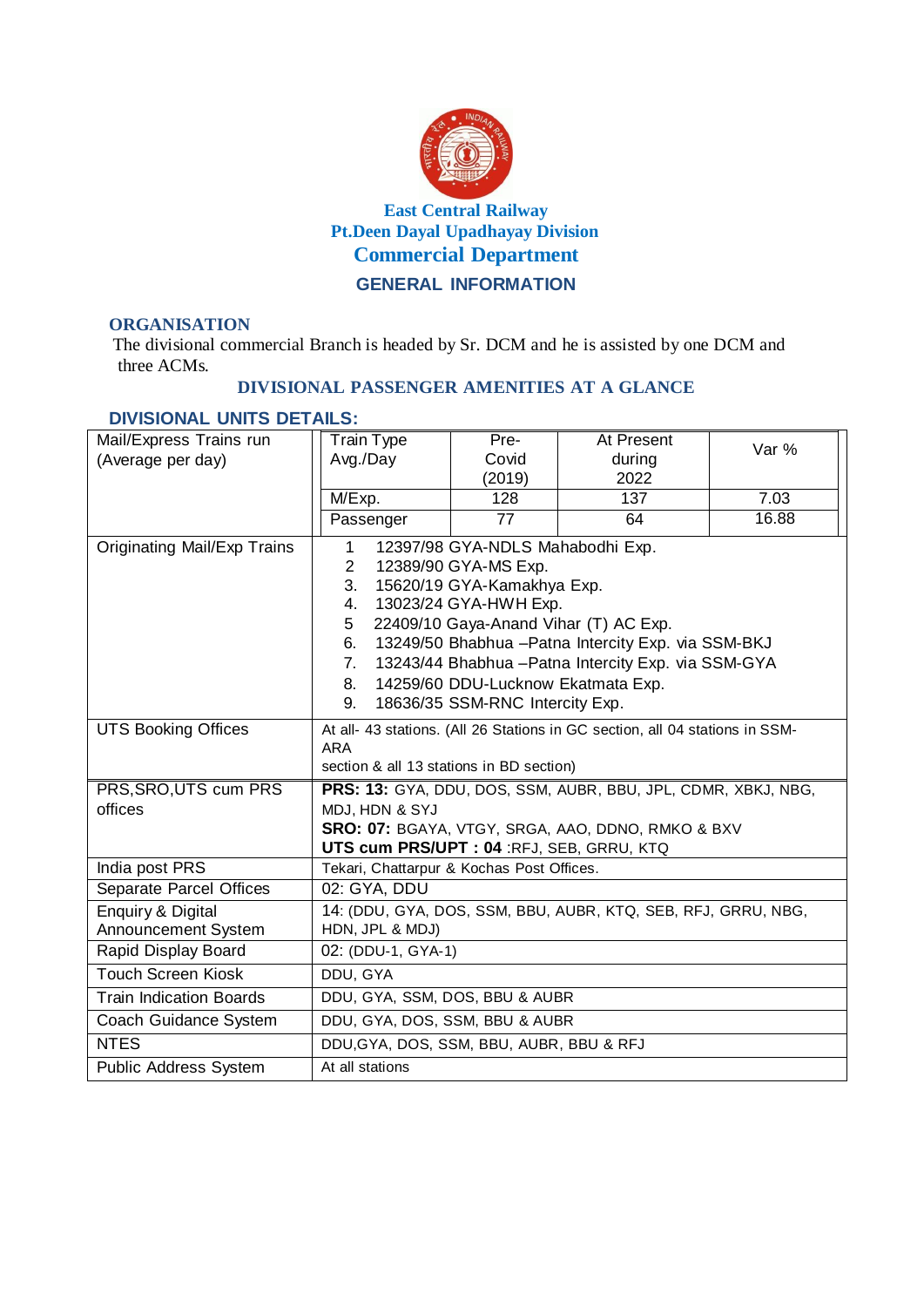**East Central Railway**
**Pt.Deen Dayal Upadhayay Division**
**Commercial Department**

# GENERAL INFORMATION

## ORGANISATION

The divisional commercial Branch is headed by Sr. DCM and he is assisted by one DCM and three ACMs.

## DIVISIONAL PASSENGER AMENITIES AT A GLANCE

## DIVISIONAL UNITS DETAILS:

| | |
|---|---|
| Mail/Express Trains run (Average per day) | Train Type Avg./Day: M/Exp. — Pre-Covid (2019): 128, At Present during 2022: 137, Var %: 7.03; Passenger — Pre-Covid (2019): 77, At Present during 2022: 64, Var %: 16.88 |
| Originating Mail/Exp Trains | 1 12397/98 GYA-NDLS Mahabodhi Exp.<br>2 12389/90 GYA-MS Exp.<br>3. 15620/19 GYA-Kamakhya Exp.<br>4. 13023/24 GYA-HWH Exp.<br>5 22409/10 Gaya-Anand Vihar (T) AC Exp.<br>6. 13249/50 Bhabhua –Patna Intercity Exp. via SSM-BKJ<br>7. 13243/44 Bhabhua –Patna Intercity Exp. via SSM-GYA<br>8. 14259/60 DDU-Lucknow Ekatmata Exp.<br>9. 18636/35 SSM-RNC Intercity Exp. |
| UTS Booking Offices | At all- 43 stations. (All 26 Stations in GC section, all 04 stations in SSM-ARA section & all 13 stations in BD section) |
| PRS,SRO,UTS cum PRS offices | **PRS: 13:** GYA, DDU, DOS, SSM, AUBR, BBU, JPL, CDMR, XBKJ, NBG, MDJ, HDN & SYJ<br>**SRO: 07:** BGAYA, VTGY, SRGA, AAO, DDNO, RMKO & BXV<br>**UTS cum PRS/UPT : 04** :RFJ, SEB, GRRU, KTQ |
| India post PRS | Tekari, Chattarpur & Kochas Post Offices. |
| Separate Parcel Offices | 02: GYA, DDU |
| Enquiry & Digital Announcement System | 14: (DDU, GYA, DOS, SSM, BBU, AUBR, KTQ, SEB, RFJ, GRRU, NBG, HDN, JPL & MDJ) |
| Rapid Display Board | 02: (DDU-1, GYA-1) |
| Touch Screen Kiosk | DDU, GYA |
| Train Indication Boards | DDU, GYA, SSM, DOS, BBU & AUBR |
| Coach Guidance System | DDU, GYA, DOS, SSM, BBU & AUBR |
| NTES | DDU,GYA, DOS, SSM, BBU, AUBR, BBU & RFJ |
| Public Address System | At all stations |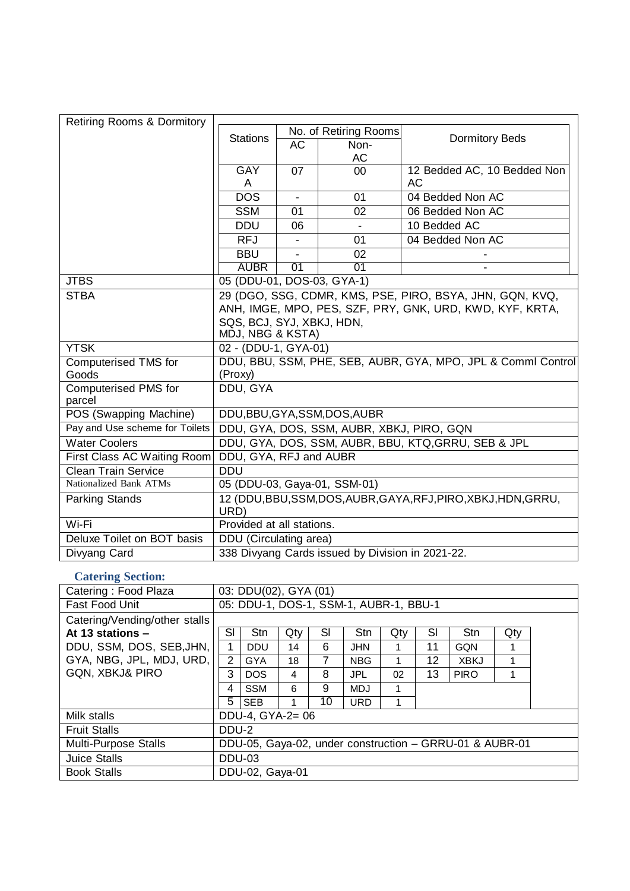| | |
|---|---|
| Retiring Rooms & Dormitory | *(see table below)* |
| JTBS | 05 (DDU-01, DOS-03, GYA-1) |
| STBA | 29 (DGO, SSG, CDMR, KMS, PSE, PIRO, BSYA, JHN, GQN, KVQ, ANH, IMGE, MPO, PES, SZF, PRY, GNK, URD, KWD, KYF, KRTA, SQS, BCJ, SYJ, XBKJ, HDN, MDJ, NBG & KSTA) |
| YTSK | 02 - (DDU-1, GYA-01) |
| Computerised TMS for Goods | DDU, BBU, SSM, PHE, SEB, AUBR, GYA, MPO, JPL & Comml Control (Proxy) |
| Computerised PMS for parcel | DDU, GYA |
| POS (Swapping Machine) | DDU,BBU,GYA,SSM,DOS,AUBR |
| Pay and Use scheme for Toilets | DDU, GYA, DOS, SSM, AUBR, XBKJ, PIRO, GQN |
| Water Coolers | DDU, GYA, DOS, SSM, AUBR, BBU, KTQ,GRRU, SEB & JPL |
| First Class AC Waiting Room | DDU, GYA, RFJ and AUBR |
| Clean Train Service | DDU |
| Nationalized Bank ATMs | 05 (DDU-03, Gaya-01, SSM-01) |
| Parking Stands | 12 (DDU,BBU,SSM,DOS,AUBR,GAYA,RFJ,PIRO,XBKJ,HDN,GRRU, URD) |
| Wi-Fi | Provided at all stations. |
| Deluxe Toilet on BOT basis | DDU (Circulating area) |
| Divyang Card | 338 Divyang Cards issued by Division in 2021-22. |

**Retiring Rooms & Dormitory**

| Stations | No. of Retiring Rooms | | Dormitory Beds |
|---|---|---|---|
| | AC | Non-AC | |
| GAYA | 07 | 00 | 12 Bedded AC, 10 Bedded Non AC |
| DOS | - | 01 | 04 Bedded Non AC |
| SSM | 01 | 02 | 06 Bedded Non AC |
| DDU | 06 | - | 10 Bedded AC |
| RFJ | - | 01 | 04 Bedded Non AC |
| BBU | - | 02 | - |
| AUBR | 01 | 01 | - |

## Catering Section:

| | |
|---|---|
| Catering : Food Plaza | 03: DDU(02), GYA (01) |
| Fast Food Unit | 05: DDU-1, DOS-1, SSM-1, AUBR-1, BBU-1 |
| Catering/Vending/other stalls **At 13 stations –** DDU, SSM, DOS, SEB,JHN, GYA, NBG, JPL, MDJ, URD, GQN, XBKJ& PIRO | *(see table below)* |
| Milk stalls | DDU-4, GYA-2= 06 |
| Fruit Stalls | DDU-2 |
| Multi-Purpose Stalls | DDU-05, Gaya-02, under construction – GRRU-01 & AUBR-01 |
| Juice Stalls | DDU-03 |
| Book Stalls | DDU-02, Gaya-01 |

**Catering/Vending/other stalls**

| Sl | Stn | Qty | Sl | Stn | Qty | Sl | Stn | Qty |
|---|---|---|---|---|---|---|---|---|
| 1 | DDU | 14 | 6 | JHN | 1 | 11 | GQN | 1 |
| 2 | GYA | 18 | 7 | NBG | 1 | 12 | XBKJ | 1 |
| 3 | DOS | 4 | 8 | JPL | 02 | 13 | PIRO | 1 |
| 4 | SSM | 6 | 9 | MDJ | 1 | | | |
| 5 | SEB | 1 | 10 | URD | 1 | | | |